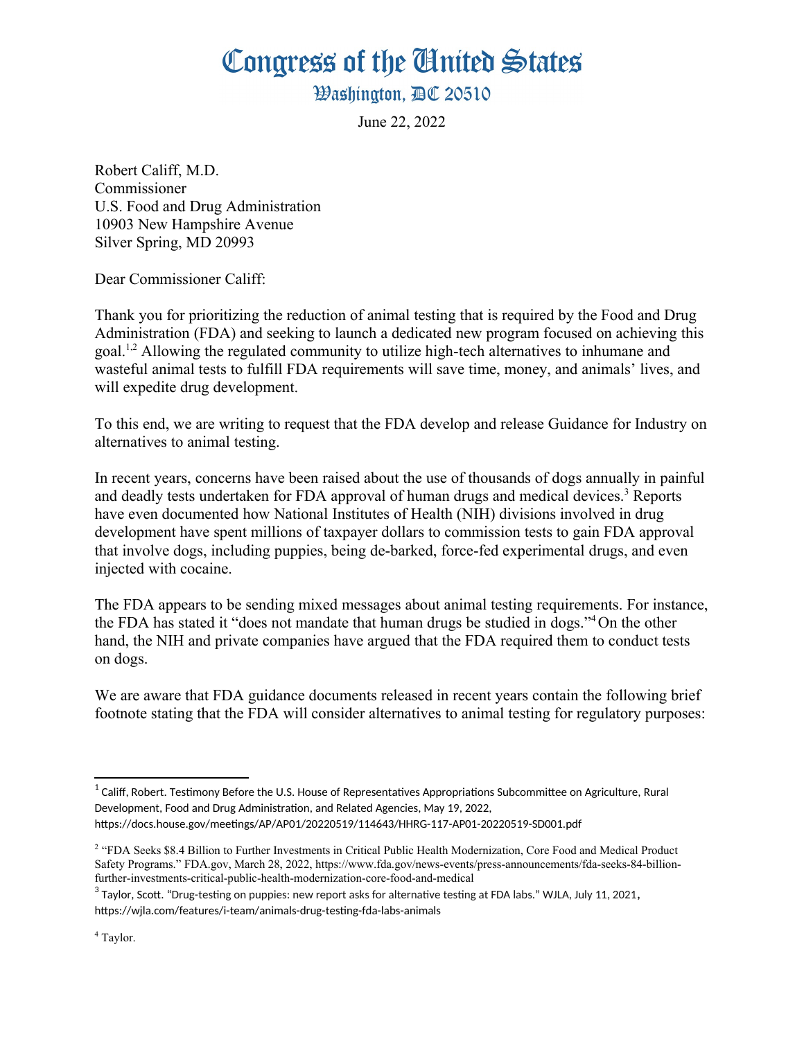# Congress of the United States

## Washington, DC 20510

June 22, 2022

Robert Califf, M.D.
Commissioner
U.S. Food and Drug Administration
10903 New Hampshire Avenue
Silver Spring, MD 20993

Dear Commissioner Califf:

Thank you for prioritizing the reduction of animal testing that is required by the Food and Drug Administration (FDA) and seeking to launch a dedicated new program focused on achieving this goal.[1,2] Allowing the regulated community to utilize high-tech alternatives to inhumane and wasteful animal tests to fulfill FDA requirements will save time, money, and animals' lives, and will expedite drug development.

To this end, we are writing to request that the FDA develop and release Guidance for Industry on alternatives to animal testing.

In recent years, concerns have been raised about the use of thousands of dogs annually in painful and deadly tests undertaken for FDA approval of human drugs and medical devices.[3] Reports have even documented how National Institutes of Health (NIH) divisions involved in drug development have spent millions of taxpayer dollars to commission tests to gain FDA approval that involve dogs, including puppies, being de-barked, force-fed experimental drugs, and even injected with cocaine.

The FDA appears to be sending mixed messages about animal testing requirements. For instance, the FDA has stated it "does not mandate that human drugs be studied in dogs."[4] On the other hand, the NIH and private companies have argued that the FDA required them to conduct tests on dogs.

We are aware that FDA guidance documents released in recent years contain the following brief footnote stating that the FDA will consider alternatives to animal testing for regulatory purposes:

---

[1] Califf, Robert. Testimony Before the U.S. House of Representatives Appropriations Subcommittee on Agriculture, Rural Development, Food and Drug Administration, and Related Agencies, May 19, 2022, https://docs.house.gov/meetings/AP/AP01/20220519/114643/HHRG-117-AP01-20220519-SD001.pdf

[2] "FDA Seeks $8.4 Billion to Further Investments in Critical Public Health Modernization, Core Food and Medical Product Safety Programs." FDA.gov, March 28, 2022, https://www.fda.gov/news-events/press-announcements/fda-seeks-84-billion-further-investments-critical-public-health-modernization-core-food-and-medical

[3] Taylor, Scott. "Drug-testing on puppies: new report asks for alternative testing at FDA labs." WJLA, July 11, 2021, https://wjla.com/features/i-team/animals-drug-testing-fda-labs-animals

[4] Taylor.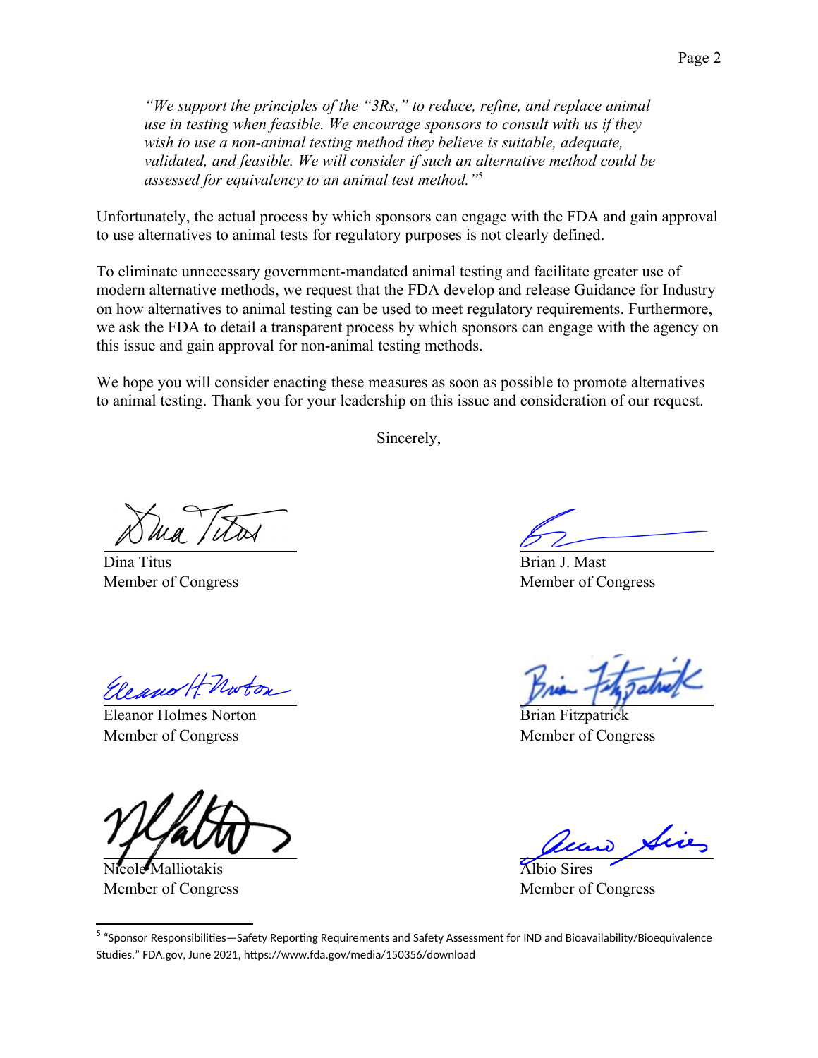> *"We support the principles of the "3Rs," to reduce, refine, and replace animal use in testing when feasible. We encourage sponsors to consult with us if they wish to use a non-animal testing method they believe is suitable, adequate, validated, and feasible. We will consider if such an alternative method could be assessed for equivalency to an animal test method."*[5]

Unfortunately, the actual process by which sponsors can engage with the FDA and gain approval to use alternatives to animal tests for regulatory purposes is not clearly defined.

To eliminate unnecessary government-mandated animal testing and facilitate greater use of modern alternative methods, we request that the FDA develop and release Guidance for Industry on how alternatives to animal testing can be used to meet regulatory requirements. Furthermore, we ask the FDA to detail a transparent process by which sponsors can engage with the agency on this issue and gain approval for non-animal testing methods.

We hope you will consider enacting these measures as soon as possible to promote alternatives to animal testing. Thank you for your leadership on this issue and consideration of our request.

Sincerely,

Dina Titus
Member of Congress

Brian J. Mast
Member of Congress

Eleanor Holmes Norton
Member of Congress

Brian Fitzpatrick
Member of Congress

Nicole Malliotakis
Member of Congress

Albio Sires
Member of Congress

---

[5] "Sponsor Responsibilities—Safety Reporting Requirements and Safety Assessment for IND and Bioavailability/Bioequivalence Studies." FDA.gov, June 2021, https://www.fda.gov/media/150356/download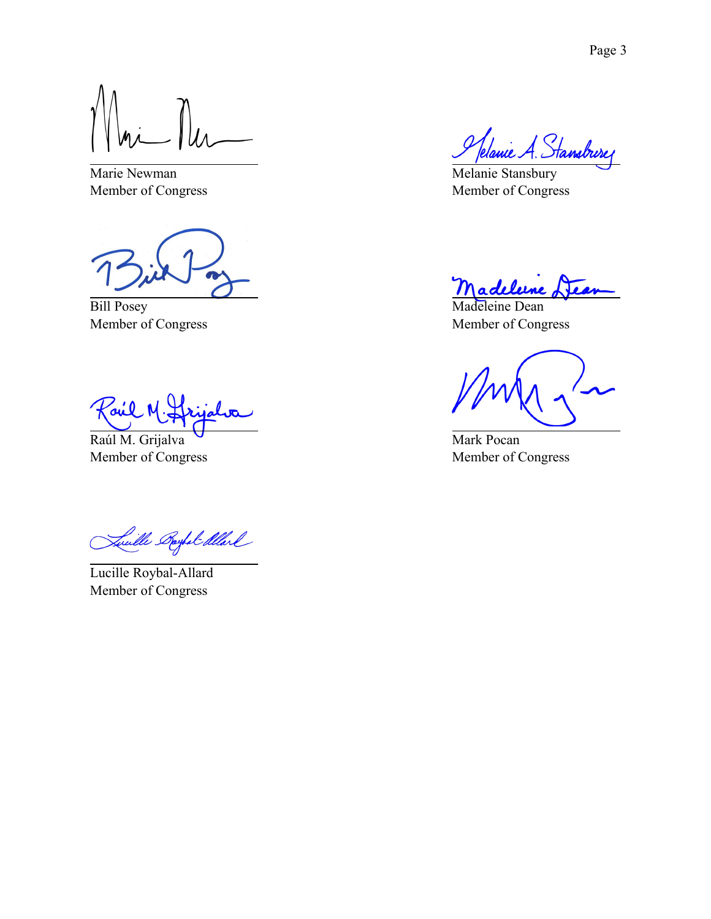Marie Newman
Member of Congress

Melanie Stansbury
Member of Congress

Bill Posey
Member of Congress

Madeleine Dean
Member of Congress

Raúl M. Grijalva
Member of Congress

Mark Pocan
Member of Congress

Lucille Roybal-Allard
Member of Congress